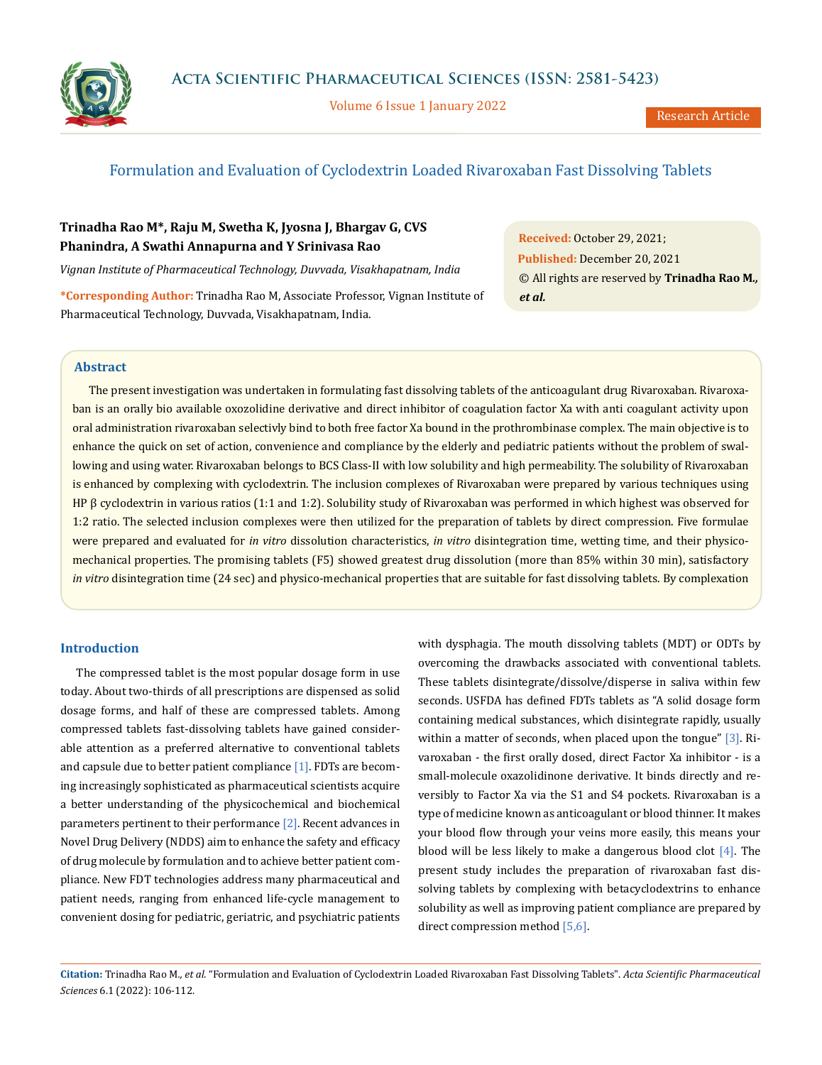# Formulation and Evaluation of Cyclodextrin Loaded Rivaroxaban Fast Dissolving Tablets

**Trinadha Rao M\*, Raju M, Swetha K, Jyosna J, Bhargav G, CVS Phanindra, A Swathi Annapurna and Y Srinivasa Rao**

*Vignan Institute of Pharmaceutical Technology, Duvvada, Visakhapatnam, India*

**\*Corresponding Author:** Trinadha Rao M, Associate Professor, Vignan Institute of Pharmaceutical Technology, Duvvada, Visakhapatnam, India.

**Received:** October 29, 2021;
**Published:** December 20, 2021
© All rights are reserved by **Trinadha Rao M., *et al.***

## Abstract

The present investigation was undertaken in formulating fast dissolving tablets of the anticoagulant drug Rivaroxaban. Rivaroxaban is an orally bio available oxozolidine derivative and direct inhibitor of coagulation factor Xa with anti coagulant activity upon oral administration rivaroxaban selectivly bind to both free factor Xa bound in the prothrombinase complex. The main objective is to enhance the quick on set of action, convenience and compliance by the elderly and pediatric patients without the problem of swallowing and using water. Rivaroxaban belongs to BCS Class-II with low solubility and high permeability. The solubility of Rivaroxaban is enhanced by complexing with cyclodextrin. The inclusion complexes of Rivaroxaban were prepared by various techniques using HP β cyclodextrin in various ratios (1:1 and 1:2). Solubility study of Rivaroxaban was performed in which highest was observed for 1:2 ratio. The selected inclusion complexes were then utilized for the preparation of tablets by direct compression. Five formulae were prepared and evaluated for *in vitro* dissolution characteristics, *in vitro* disintegration time, wetting time, and their physico-mechanical properties. The promising tablets (F5) showed greatest drug dissolution (more than 85% within 30 min), satisfactory *in vitro* disintegration time (24 sec) and physico-mechanical properties that are suitable for fast dissolving tablets. By complexation

## Introduction

The compressed tablet is the most popular dosage form in use today. About two-thirds of all prescriptions are dispensed as solid dosage forms, and half of these are compressed tablets. Among compressed tablets fast-dissolving tablets have gained considerable attention as a preferred alternative to conventional tablets and capsule due to better patient compliance [1]. FDTs are becoming increasingly sophisticated as pharmaceutical scientists acquire a better understanding of the physicochemical and biochemical parameters pertinent to their performance [2]. Recent advances in Novel Drug Delivery (NDDS) aim to enhance the safety and efficacy of drug molecule by formulation and to achieve better patient compliance. New FDT technologies address many pharmaceutical and patient needs, ranging from enhanced life-cycle management to convenient dosing for pediatric, geriatric, and psychiatric patients with dysphagia. The mouth dissolving tablets (MDT) or ODTs by overcoming the drawbacks associated with conventional tablets. These tablets disintegrate/dissolve/disperse in saliva within few seconds. USFDA has defined FDTs tablets as "A solid dosage form containing medical substances, which disintegrate rapidly, usually within a matter of seconds, when placed upon the tongue" [3]. Rivaroxaban - the first orally dosed, direct Factor Xa inhibitor - is a small-molecule oxazolidinone derivative. It binds directly and reversibly to Factor Xa via the S1 and S4 pockets. Rivaroxaban is a type of medicine known as anticoagulant or blood thinner. It makes your blood flow through your veins more easily, this means your blood will be less likely to make a dangerous blood clot [4]. The present study includes the preparation of rivaroxaban fast dissolving tablets by complexing with betacyclodextrins to enhance solubility as well as improving patient compliance are prepared by direct compression method [5,6].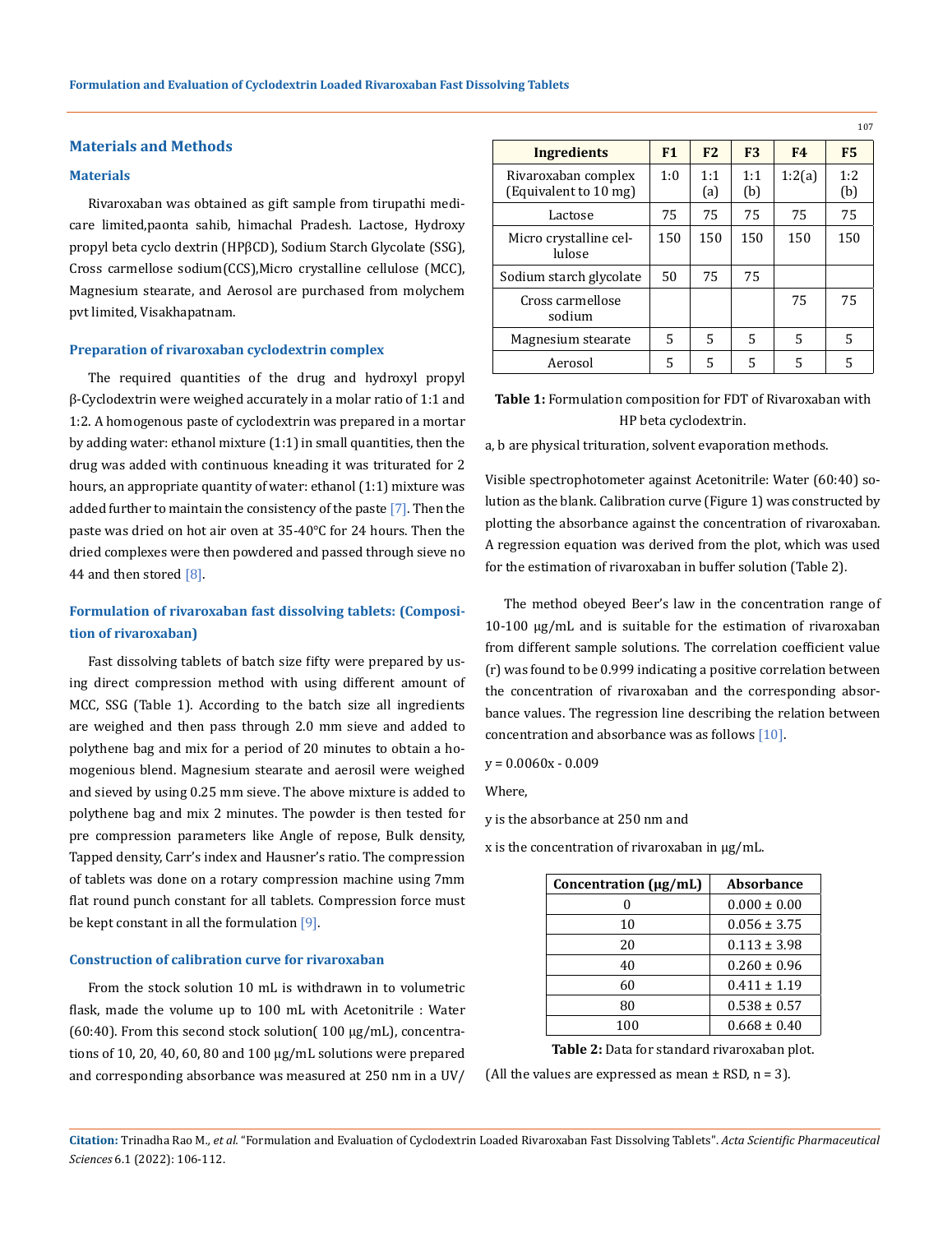## Materials and Methods

### Materials

Rivaroxaban was obtained as gift sample from tirupathi medicare limited,paonta sahib, himachal Pradesh. Lactose, Hydroxy propyl beta cyclo dextrin (HPβCD), Sodium Starch Glycolate (SSG), Cross carmellose sodium(CCS),Micro crystalline cellulose (MCC), Magnesium stearate, and Aerosol are purchased from molychem pvt limited, Visakhapatnam.

### Preparation of rivaroxaban cyclodextrin complex

The required quantities of the drug and hydroxyl propyl β-Cyclodextrin were weighed accurately in a molar ratio of 1:1 and 1:2. A homogenous paste of cyclodextrin was prepared in a mortar by adding water: ethanol mixture (1:1) in small quantities, then the drug was added with continuous kneading it was triturated for 2 hours, an appropriate quantity of water: ethanol (1:1) mixture was added further to maintain the consistency of the paste [7]. Then the paste was dried on hot air oven at 35-40°C for 24 hours. Then the dried complexes were then powdered and passed through sieve no 44 and then stored [8].

### Formulation of rivaroxaban fast dissolving tablets: (Composition of rivaroxaban)

Fast dissolving tablets of batch size fifty were prepared by using direct compression method with using different amount of MCC, SSG (Table 1). According to the batch size all ingredients are weighed and then pass through 2.0 mm sieve and added to polythene bag and mix for a period of 20 minutes to obtain a homogenious blend. Magnesium stearate and aerosil were weighed and sieved by using 0.25 mm sieve. The above mixture is added to polythene bag and mix 2 minutes. The powder is then tested for pre compression parameters like Angle of repose, Bulk density, Tapped density, Carr's index and Hausner's ratio. The compression of tablets was done on a rotary compression machine using 7mm flat round punch constant for all tablets. Compression force must be kept constant in all the formulation [9].

| Ingredients | F1 | F2 | F3 | F4 | F5 |
|---|---|---|---|---|---|
| Rivaroxaban complex (Equivalent to 10 mg) | 1:0 | 1:1 (a) | 1:1 (b) | 1:2(a) | 1:2 (b) |
| Lactose | 75 | 75 | 75 | 75 | 75 |
| Micro crystalline cellulose | 150 | 150 | 150 | 150 | 150 |
| Sodium starch glycolate | 50 | 75 | 75 | | |
| Cross carmellose sodium | | | | 75 | 75 |
| Magnesium stearate | 5 | 5 | 5 | 5 | 5 |
| Aerosol | 5 | 5 | 5 | 5 | 5 |

**Table 1:** Formulation composition for FDT of Rivaroxaban with HP beta cyclodextrin.

a, b are physical trituration, solvent evaporation methods.

### Construction of calibration curve for rivaroxaban

From the stock solution 10 mL is withdrawn in to volumetric flask, made the volume up to 100 mL with Acetonitrile : Water (60:40). From this second stock solution( 100 μg/mL), concentrations of 10, 20, 40, 60, 80 and 100 μg/mL solutions were prepared and corresponding absorbance was measured at 250 nm in a UV/Visible spectrophotometer against Acetonitrile: Water (60:40) solution as the blank. Calibration curve (Figure 1) was constructed by plotting the absorbance against the concentration of rivaroxaban. A regression equation was derived from the plot, which was used for the estimation of rivaroxaban in buffer solution (Table 2).

The method obeyed Beer's law in the concentration range of 10-100 μg/mL and is suitable for the estimation of rivaroxaban from different sample solutions. The correlation coefficient value (r) was found to be 0.999 indicating a positive correlation between the concentration of rivaroxaban and the corresponding absorbance values. The regression line describing the relation between concentration and absorbance was as follows [10].

$$y = 0.0060x - 0.009$$

Where,

y is the absorbance at 250 nm and

x is the concentration of rivaroxaban in μg/mL.

| Concentration (μg/mL) | Absorbance |
|---|---|
| 0 | 0.000 ± 0.00 |
| 10 | 0.056 ± 3.75 |
| 20 | 0.113 ± 3.98 |
| 40 | 0.260 ± 0.96 |
| 60 | 0.411 ± 1.19 |
| 80 | 0.538 ± 0.57 |
| 100 | 0.668 ± 0.40 |

**Table 2:** Data for standard rivaroxaban plot.

(All the values are expressed as mean ± RSD, n = 3).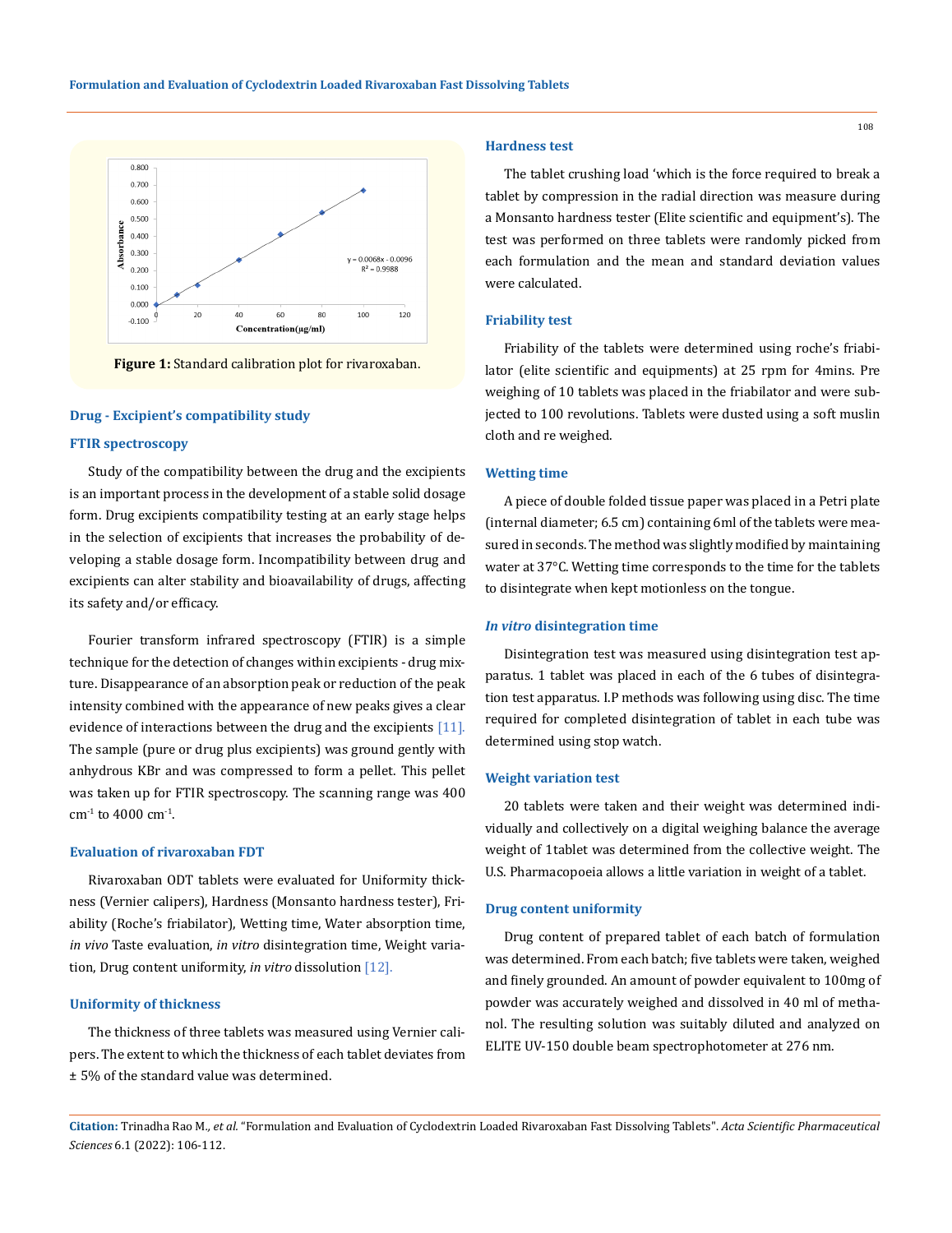Figure 1: Standard calibration plot for rivaroxaban.

### Drug - Excipient's compatibility study

### FTIR spectroscopy

Study of the compatibility between the drug and the excipients is an important process in the development of a stable solid dosage form. Drug excipients compatibility testing at an early stage helps in the selection of excipients that increases the probability of developing a stable dosage form. Incompatibility between drug and excipients can alter stability and bioavailability of drugs, affecting its safety and/or efficacy.

Fourier transform infrared spectroscopy (FTIR) is a simple technique for the detection of changes within excipients - drug mixture. Disappearance of an absorption peak or reduction of the peak intensity combined with the appearance of new peaks gives a clear evidence of interactions between the drug and the excipients [11]. The sample (pure or drug plus excipients) was ground gently with anhydrous KBr and was compressed to form a pellet. This pellet was taken up for FTIR spectroscopy. The scanning range was 400 $cm^{-1}$ to 4000 $cm^{-1}$.

### Evaluation of rivaroxaban FDT

Rivaroxaban ODT tablets were evaluated for Uniformity thickness (Vernier calipers), Hardness (Monsanto hardness tester), Friability (Roche's friabilator), Wetting time, Water absorption time, *in vivo* Taste evaluation, *in vitro* disintegration time, Weight variation, Drug content uniformity, *in vitro* dissolution [12].

### Uniformity of thickness

The thickness of three tablets was measured using Vernier calipers. The extent to which the thickness of each tablet deviates from ± 5% of the standard value was determined.

### Hardness test

The tablet crushing load 'which is the force required to break a tablet by compression in the radial direction was measure during a Monsanto hardness tester (Elite scientific and equipment's). The test was performed on three tablets were randomly picked from each formulation and the mean and standard deviation values were calculated.

### Friability test

Friability of the tablets were determined using roche's friabilator (elite scientific and equipments) at 25 rpm for 4mins. Pre weighing of 10 tablets was placed in the friabiator and were subjected to 100 revolutions. Tablets were dusted using a soft muslin cloth and re weighed.

### Wetting time

A piece of double folded tissue paper was placed in a Petri plate (internal diameter; 6.5 cm) containing 6ml of the tablets were measured in seconds. The method was slightly modified by maintaining water at 37°C. Wetting time corresponds to the time for the tablets to disintegrate when kept motionless on the tongue.

### *In vitro* disintegration time

Disintegration test was measured using disintegration test apparatus. 1 tablet was placed in each of the 6 tubes of disintegration test apparatus. I.P methods was following using disc. The time required for completed disintegration of tablet in each tube was determined using stop watch.

### Weight variation test

20 tablets were taken and their weight was determined individually and collectively on a digital weighing balance the average weight of 1tablet was determined from the collective weight. The U.S. Pharmacopoeia allows a little variation in weight of a tablet.

### Drug content uniformity

Drug content of prepared tablet of each batch of formulation was determined. From each batch; five tablets were taken, weighed and finely grounded. An amount of powder equivalent to 100mg of powder was accurately weighed and dissolved in 40 ml of methanol. The resulting solution was suitably diluted and analyzed on ELITE UV-150 double beam spectrophotometer at 276 nm.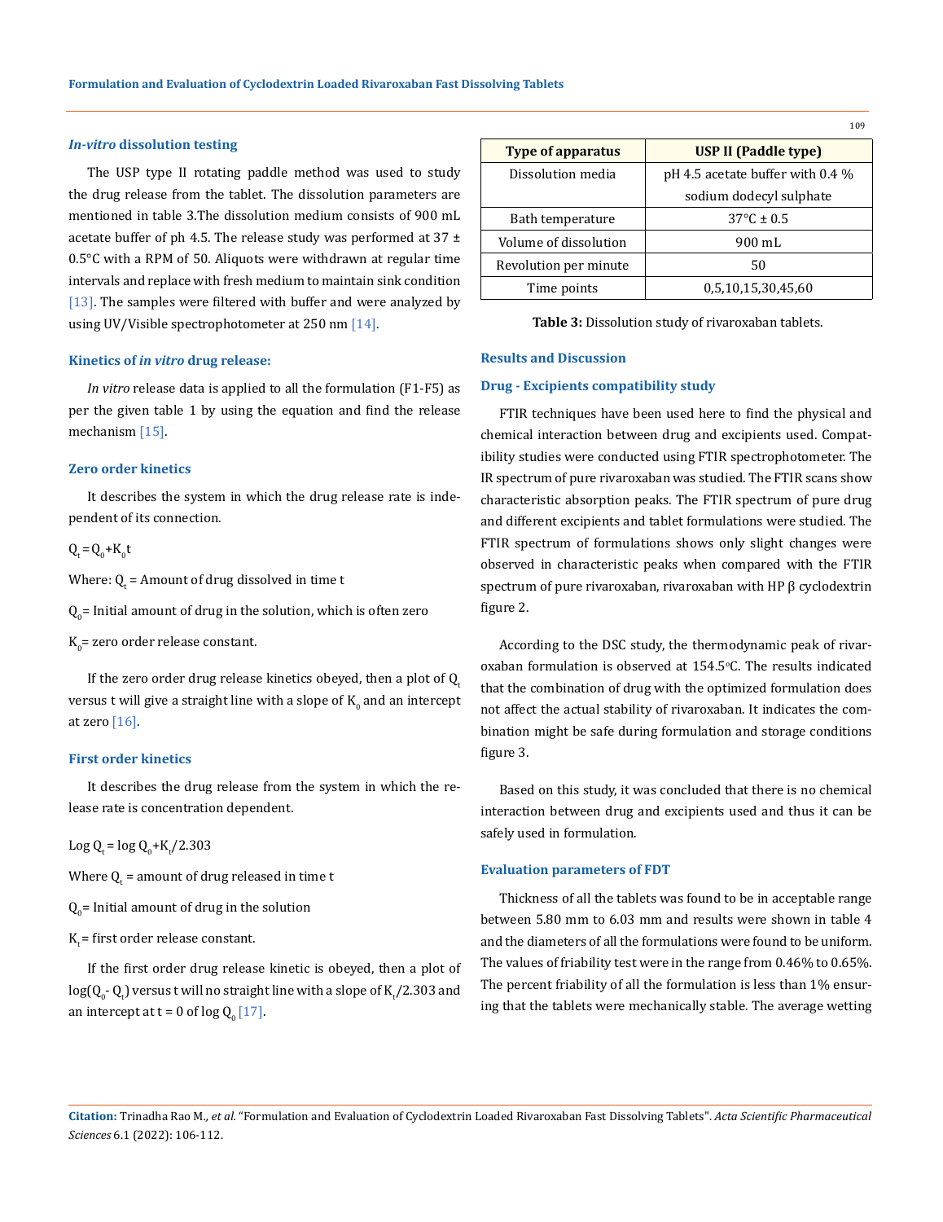### *In-vitro* dissolution testing

The USP type II rotating paddle method was used to study the drug release from the tablet. The dissolution parameters are mentioned in table 3.The dissolution medium consists of 900 mL acetate buffer of ph 4.5. The release study was performed at 37 ± 0.5°C with a RPM of 50. Aliquots were withdrawn at regular time intervals and replace with fresh medium to maintain sink condition [13]. The samples were filtered with buffer and were analyzed by using UV/Visible spectrophotometer at 250 nm [14].

### Kinetics of *in vitro* drug release:

*In vitro* release data is applied to all the formulation (F1-F5) as per the given table 1 by using the equation and find the release mechanism [15].

### Zero order kinetics

It describes the system in which the drug release rate is independent of its connection.

$Q_t = Q_0 + K_0 t$

Where: $Q_t$ = Amount of drug dissolved in time t

$Q_0$= Initial amount of drug in the solution, which is often zero

$K_0$= zero order release constant.

If the zero order drug release kinetics obeyed, then a plot of $Q_t$ versus t will give a straight line with a slope of $K_0$ and an intercept at zero [16].

### First order kinetics

It describes the drug release from the system in which the release rate is concentration dependent.

$\text{Log } Q_t = \log Q_0 + K_t/2.303$

Where $Q_t$ = amount of drug released in time t

$Q_0$= Initial amount of drug in the solution

$K_t$= first order release constant.

If the first order drug release kinetic is obeyed, then a plot of $\log(Q_0 - Q_t)$ versus t will no straight line with a slope of $K_t/2.303$ and an intercept at t = 0 of $\log Q_0$ [17].

| Type of apparatus | USP II (Paddle type) |
|---|---|
| Dissolution media | pH 4.5 acetate buffer with 0.4 % sodium dodecyl sulphate |
| Bath temperature | 37°C ± 0.5 |
| Volume of dissolution | 900 mL |
| Revolution per minute | 50 |
| Time points | 0,5,10,15,30,45,60 |

**Table 3:** Dissolution study of rivaroxaban tablets.

## Results and Discussion

### Drug - Excipients compatibility study

FTIR techniques have been used here to find the physical and chemical interaction between drug and excipients used. Compatibility studies were conducted using FTIR spectrophotometer. The IR spectrum of pure rivaroxaban was studied. The FTIR scans show characteristic absorption peaks. The FTIR spectrum of pure drug and different excipients and tablet formulations were studied. The FTIR spectrum of formulations shows only slight changes were observed in characteristic peaks when compared with the FTIR spectrum of pure rivaroxaban, rivaroxaban with HP β cyclodextrin figure 2.

According to the DSC study, the thermodynamic peak of rivaroxaban formulation is observed at 154.5°C. The results indicated that the combination of drug with the optimized formulation does not affect the actual stability of rivaroxaban. It indicates the combination might be safe during formulation and storage conditions figure 3.

Based on this study, it was concluded that there is no chemical interaction between drug and excipients used and thus it can be safely used in formulation.

### Evaluation parameters of FDT

Thickness of all the tablets was found to be in acceptable range between 5.80 mm to 6.03 mm and results were shown in table 4 and the diameters of all the formulations were found to be uniform. The values of friability test were in the range from 0.46% to 0.65%. The percent friability of all the formulation is less than 1% ensuring that the tablets were mechanically stable. The average wetting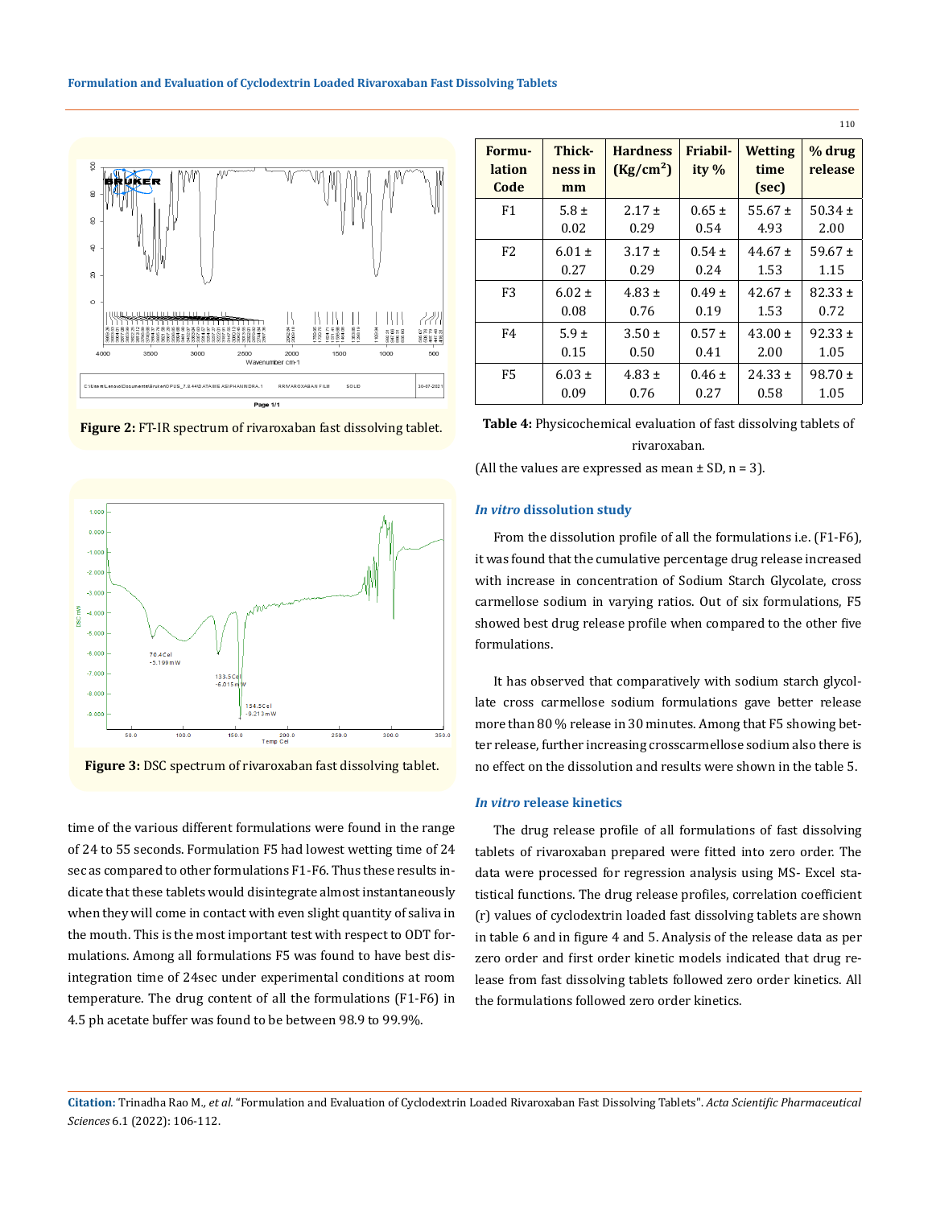**Figure 2:** FT-IR spectrum of rivaroxaban fast dissolving tablet.

**Figure 3:** DSC spectrum of rivaroxaban fast dissolving tablet.

time of the various different formulations were found in the range of 24 to 55 seconds. Formulation F5 had lowest wetting time of 24 sec as compared to other formulations F1-F6. Thus these results indicate that these tablets would disintegrate almost instantaneously when they will come in contact with even slight quantity of saliva in the mouth. This is the most important test with respect to ODT formulations. Among all formulations F5 was found to have best disintegration time of 24sec under experimental conditions at room temperature. The drug content of all the formulations (F1-F6) in 4.5 ph acetate buffer was found to be between 98.9 to 99.9%.

| Formulation Code | Thickness in mm | Hardness ($Kg/cm^2$) | Friability % | Wetting time (sec) | % drug release |
|---|---|---|---|---|---|
| F1 | 5.8 ± 0.02 | 2.17 ± 0.29 | 0.65 ± 0.54 | 55.67 ± 4.93 | 50.34 ± 2.00 |
| F2 | 6.01 ± 0.27 | 3.17 ± 0.29 | 0.54 ± 0.24 | 44.67 ± 1.53 | 59.67 ± 1.15 |
| F3 | 6.02 ± 0.08 | 4.83 ± 0.76 | 0.49 ± 0.19 | 42.67 ± 1.53 | 82.33 ± 0.72 |
| F4 | 5.9 ± 0.15 | 3.50 ± 0.50 | 0.57 ± 0.41 | 43.00 ± 2.00 | 92.33 ± 1.05 |
| F5 | 6.03 ± 0.09 | 4.83 ± 0.76 | 0.46 ± 0.27 | 24.33 ± 0.58 | 98.70 ± 1.05 |

**Table 4:** Physicochemical evaluation of fast dissolving tablets of rivaroxaban.

(All the values are expressed as mean ± SD, n = 3).

### *In vitro* dissolution study

From the dissolution profile of all the formulations i.e. (F1-F6), it was found that the cumulative percentage drug release increased with increase in concentration of Sodium Starch Glycolate, cross carmellose sodium in varying ratios. Out of six formulations, F5 showed best drug release profile when compared to the other five formulations.

It has observed that comparatively with sodium starch glycollate cross carmellose sodium formulations gave better release more than 80 % release in 30 minutes. Among that F5 showing better release, further increasing crosscarmellose sodium also there is no effect on the dissolution and results were shown in the table 5.

### *In vitro* release kinetics

The drug release profile of all formulations of fast dissolving tablets of rivaroxaban prepared were fitted into zero order. The data were processed for regression analysis using MS- Excel statistical functions. The drug release profiles, correlation coefficient (r) values of cyclodextrin loaded fast dissolving tablets are shown in table 6 and in figure 4 and 5. Analysis of the release data as per zero order and first order kinetic models indicated that drug release from fast dissolving tablets followed zero order kinetics. All the formulations followed zero order kinetics.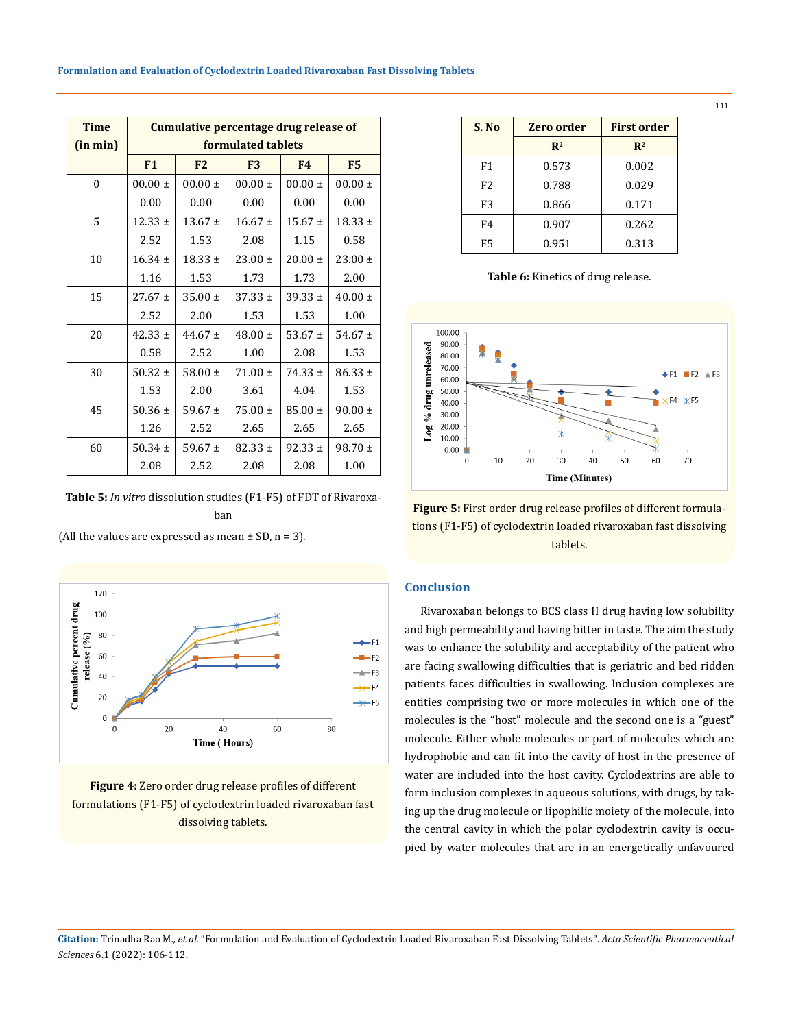| Time (in min) | Cumulative percentage drug release of formulated tablets | | | | |
|---|---|---|---|---|---|
| | F1 | F2 | F3 | F4 | F5 |
| 0 | 00.00 ± 0.00 | 00.00 ± 0.00 | 00.00 ± 0.00 | 00.00 ± 0.00 | 00.00 ± 0.00 |
| 5 | 12.33 ± 2.52 | 13.67 ± 1.53 | 16.67 ± 2.08 | 15.67 ± 1.15 | 18.33 ± 0.58 |
| 10 | 16.34 ± 1.16 | 18.33 ± 1.53 | 23.00 ± 1.73 | 20.00 ± 1.73 | 23.00 ± 2.00 |
| 15 | 27.67 ± 2.52 | 35.00 ± 2.00 | 37.33 ± 1.53 | 39.33 ± 1.53 | 40.00 ± 1.00 |
| 20 | 42.33 ± 0.58 | 44.67 ± 2.52 | 48.00 ± 1.00 | 53.67 ± 2.08 | 54.67 ± 1.53 |
| 30 | 50.32 ± 1.53 | 58.00 ± 2.00 | 71.00 ± 3.61 | 74.33 ± 4.04 | 86.33 ± 1.53 |
| 45 | 50.36 ± 1.26 | 59.67 ± 2.52 | 75.00 ± 2.65 | 85.00 ± 2.65 | 90.00 ± 2.65 |
| 60 | 50.34 ± 2.08 | 59.67 ± 2.52 | 82.33 ± 2.08 | 92.33 ± 2.08 | 98.70 ± 1.00 |

**Table 5:** *In vitro* dissolution studies (F1-F5) of FDT of Rivaroxaban

(All the values are expressed as mean ± SD, n = 3).

**Figure 4:** Zero order drug release profiles of different formulations (F1-F5) of cyclodextrin loaded rivaroxaban fast dissolving tablets.

| S. No | Zero order | First order |
|---|---|---|
| | $R^2$ | $R^2$ |
| F1 | 0.573 | 0.002 |
| F2 | 0.788 | 0.029 |
| F3 | 0.866 | 0.171 |
| F4 | 0.907 | 0.262 |
| F5 | 0.951 | 0.313 |

**Table 6:** Kinetics of drug release.

**Figure 5:** First order drug release profiles of different formulations (F1-F5) of cyclodextrin loaded rivaroxaban fast dissolving tablets.

## Conclusion

Rivaroxaban belongs to BCS class II drug having low solubility and high permeability and having bitter in taste. The aim the study was to enhance the solubility and acceptability of the patient who are facing swallowing difficulties that is geriatric and bed ridden patients faces difficulties in swallowing. Inclusion complexes are entities comprising two or more molecules in which one of the molecules is the "host" molecule and the second one is a "guest" molecule. Either whole molecules or part of molecules which are hydrophobic and can fit into the cavity of host in the presence of water are included into the host cavity. Cyclodextrins are able to form inclusion complexes in aqueous solutions, with drugs, by taking up the drug molecule or lipophilic moiety of the molecule, into the central cavity in which the polar cyclodextrin cavity is occupied by water molecules that are in an energetically unfavoured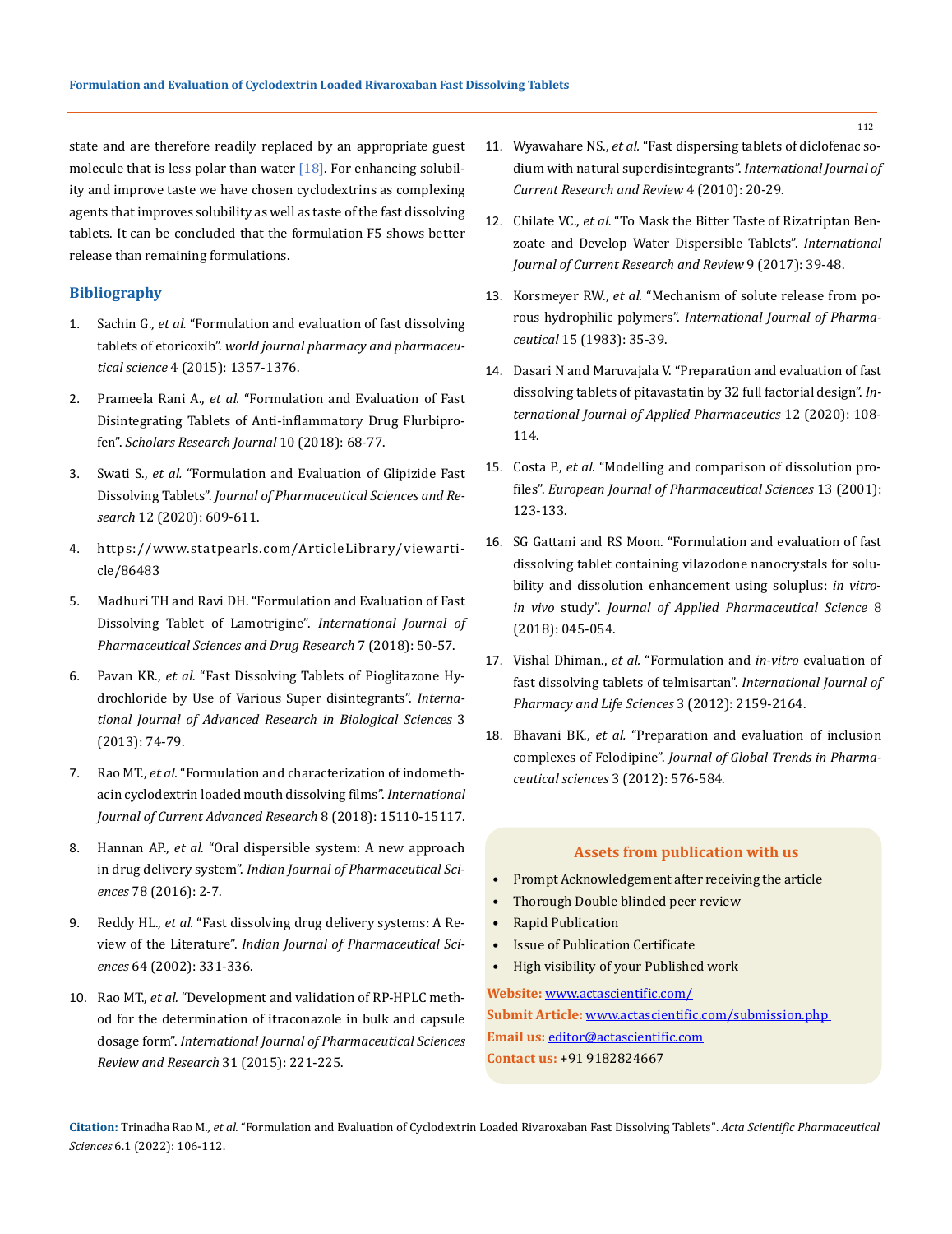state and are therefore readily replaced by an appropriate guest molecule that is less polar than water [18]. For enhancing solubility and improve taste we have chosen cyclodextrins as complexing agents that improves solubility as well as taste of the fast dissolving tablets. It can be concluded that the formulation F5 shows better release than remaining formulations.

## Bibliography

1. Sachin G., *et al.* "Formulation and evaluation of fast dissolving tablets of etoricoxib". *world journal pharmacy and pharmaceutical science* 4 (2015): 1357-1376.
2. Prameela Rani A., *et al.* "Formulation and Evaluation of Fast Disintegrating Tablets of Anti-inflammatory Drug Flurbiprofen". *Scholars Research Journal* 10 (2018): 68-77.
3. Swati S., *et al.* "Formulation and Evaluation of Glipizide Fast Dissolving Tablets". *Journal of Pharmaceutical Sciences and Research* 12 (2020): 609-611.
4. https://www.statpearls.com/ArticleLibrary/viewarticle/86483
5. Madhuri TH and Ravi DH. "Formulation and Evaluation of Fast Dissolving Tablet of Lamotrigine". *International Journal of Pharmaceutical Sciences and Drug Research* 7 (2018): 50-57.
6. Pavan KR., *et al.* "Fast Dissolving Tablets of Pioglitazone Hydrochloride by Use of Various Super disintegrants". *International Journal of Advanced Research in Biological Sciences* 3 (2013): 74-79.
7. Rao MT., *et al.* "Formulation and characterization of indomethacin cyclodextrin loaded mouth dissolving films". *International Journal of Current Advanced Research* 8 (2018): 15110-15117.
8. Hannan AP., *et al.* "Oral dispersible system: A new approach in drug delivery system". *Indian Journal of Pharmaceutical Sciences* 78 (2016): 2-7.
9. Reddy HL., *et al.* "Fast dissolving drug delivery systems: A Review of the Literature". *Indian Journal of Pharmaceutical Sciences* 64 (2002): 331-336.
10. Rao MT., *et al.* "Development and validation of RP-HPLC method for the determination of itraconazole in bulk and capsule dosage form". *International Journal of Pharmaceutical Sciences Review and Research* 31 (2015): 221-225.
11. Wyawahare NS., *et al.* "Fast dispersing tablets of diclofenac sodium with natural superdisintegrants". *International Journal of Current Research and Review* 4 (2010): 20-29.
12. Chilate VC., *et al.* "To Mask the Bitter Taste of Rizatriptan Benzoate and Develop Water Dispersible Tablets". *International Journal of Current Research and Review* 9 (2017): 39-48.
13. Korsmeyer RW., *et al.* "Mechanism of solute release from porous hydrophilic polymers". *International Journal of Pharmaceutical* 15 (1983): 35-39.
14. Dasari N and Maruvajala V. "Preparation and evaluation of fast dissolving tablets of pitavastatin by 32 full factorial design". *International Journal of Applied Pharmaceutics* 12 (2020): 108-114.
15. Costa P., *et al.* "Modelling and comparison of dissolution profiles". *European Journal of Pharmaceutical Sciences* 13 (2001): 123-133.
16. SG Gattani and RS Moon. "Formulation and evaluation of fast dissolving tablet containing vilazodone nanocrystals for solubility and dissolution enhancement using soluplus: *in vitro-in vivo* study". *Journal of Applied Pharmaceutical Science* 8 (2018): 045-054.
17. Vishal Dhiman., *et al.* "Formulation and *in-vitro* evaluation of fast dissolving tablets of telmisartan". *International Journal of Pharmacy and Life Sciences* 3 (2012): 2159-2164.
18. Bhavani BK., *et al.* "Preparation and evaluation of inclusion complexes of Felodipine". *Journal of Global Trends in Pharmaceutical sciences* 3 (2012): 576-584.

**Assets from publication with us**

- Prompt Acknowledgement after receiving the article
- Thorough Double blinded peer review
- Rapid Publication
- Issue of Publication Certificate
- High visibility of your Published work

**Website:** www.actascientific.com/
**Submit Article:** www.actascientific.com/submission.php
**Email us:** editor@actascientific.com
**Contact us:** +91 9182824667